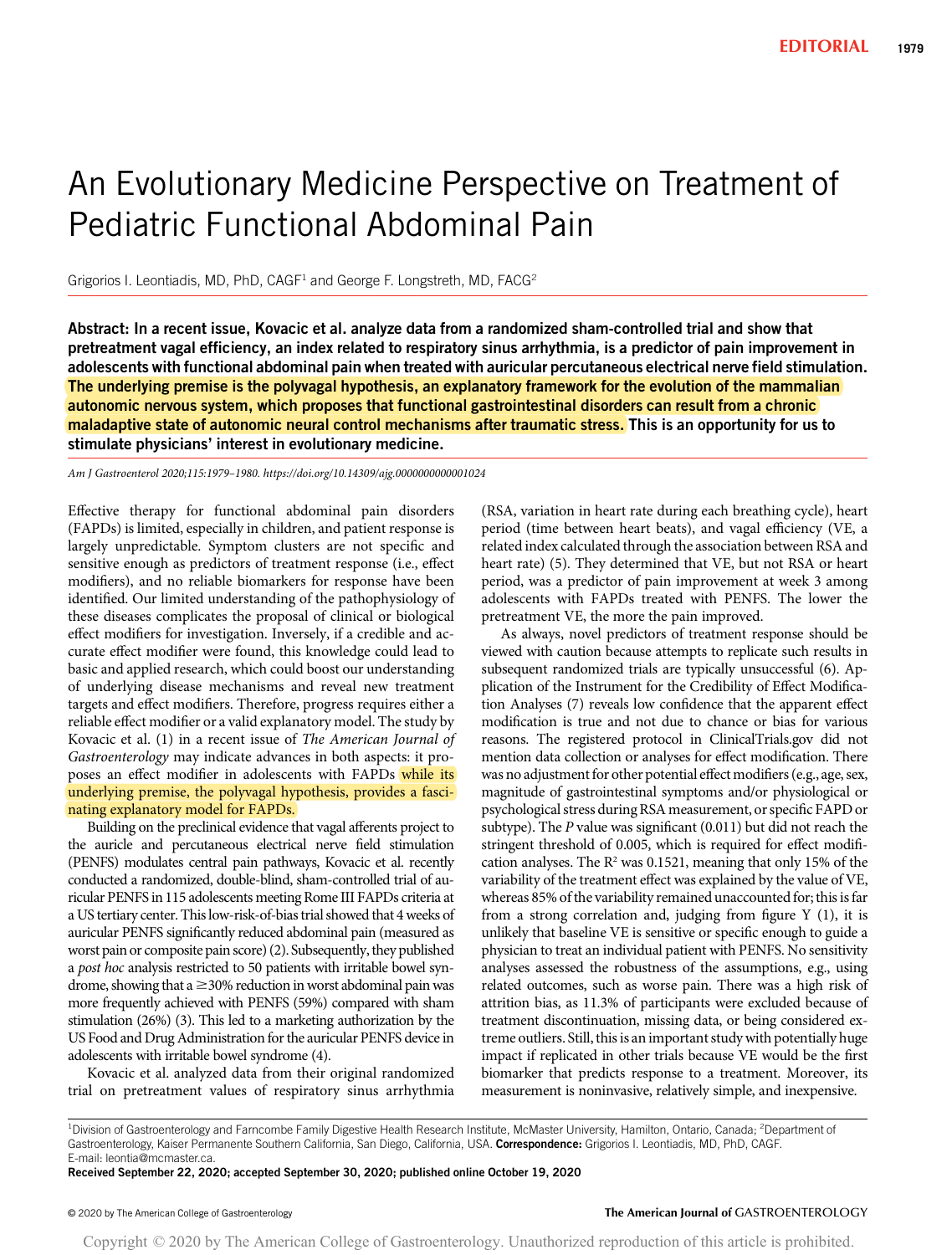# An Evolutionary Medicine Perspective on Treatment of Pediatric Functional Abdominal Pain

Grigorios I. Leontiadis, MD, PhD, CAGF[1] and George F. Longstreth, MD, FACG[2]

**Abstract: In a recent issue, Kovacic et al. analyze data from a randomized sham-controlled trial and show that pretreatment vagal efficiency, an index related to respiratory sinus arrhythmia, is a predictor of pain improvement in adolescents with functional abdominal pain when treated with auricular percutaneous electrical nerve field stimulation. The underlying premise is the polyvagal hypothesis, an explanatory framework for the evolution of the mammalian autonomic nervous system, which proposes that functional gastrointestinal disorders can result from a chronic maladaptive state of autonomic neural control mechanisms after traumatic stress. This is an opportunity for us to stimulate physicians' interest in evolutionary medicine.**

*Am J Gastroenterol 2020;115:1979–1980. https://doi.org/10.14309/ajg.0000000000001024*

Effective therapy for functional abdominal pain disorders (FAPDs) is limited, especially in children, and patient response is largely unpredictable. Symptom clusters are not specific and sensitive enough as predictors of treatment response (i.e., effect modifiers), and no reliable biomarkers for response have been identified. Our limited understanding of the pathophysiology of these diseases complicates the proposal of clinical or biological effect modifiers for investigation. Inversely, if a credible and accurate effect modifier were found, this knowledge could lead to basic and applied research, which could boost our understanding of underlying disease mechanisms and reveal new treatment targets and effect modifiers. Therefore, progress requires either a reliable effect modifier or a valid explanatory model. The study by Kovacic et al. (1) in a recent issue of *The American Journal of Gastroenterology* may indicate advances in both aspects: it proposes an effect modifier in adolescents with FAPDs while its underlying premise, the polyvagal hypothesis, provides a fascinating explanatory model for FAPDs.

Building on the preclinical evidence that vagal afferents project to the auricle and percutaneous electrical nerve field stimulation (PENFS) modulates central pain pathways, Kovacic et al. recently conducted a randomized, double-blind, sham-controlled trial of auricular PENFS in 115 adolescents meeting Rome III FAPDs criteria at a US tertiary center. This low-risk-of-bias trial showed that 4 weeks of auricular PENFS significantly reduced abdominal pain (measured as worst pain or composite pain score) (2). Subsequently, they published a *post hoc* analysis restricted to 50 patients with irritable bowel syndrome, showing that a ≥30% reduction in worst abdominal pain was more frequently achieved with PENFS (59%) compared with sham stimulation (26%) (3). This led to a marketing authorization by the US Food and Drug Administration for the auricular PENFS device in adolescents with irritable bowel syndrome (4).

Kovacic et al. analyzed data from their original randomized trial on pretreatment values of respiratory sinus arrhythmia (RSA, variation in heart rate during each breathing cycle), heart period (time between heart beats), and vagal efficiency (VE, a related index calculated through the association between RSA and heart rate) (5). They determined that VE, but not RSA or heart period, was a predictor of pain improvement at week 3 among adolescents with FAPDs treated with PENFS. The lower the pretreatment VE, the more the pain improved.

As always, novel predictors of treatment response should be viewed with caution because attempts to replicate such results in subsequent randomized trials are typically unsuccessful (6). Application of the Instrument for the Credibility of Effect Modification Analyses (7) reveals low confidence that the apparent effect modification is true and not due to chance or bias for various reasons. The registered protocol in ClinicalTrials.gov did not mention data collection or analyses for effect modification. There was no adjustment for other potential effect modifiers (e.g., age, sex, magnitude of gastrointestinal symptoms and/or physiological or psychological stress during RSA measurement, or specific FAPD or subtype). The *P* value was significant (0.011) but did not reach the stringent threshold of 0.005, which is required for effect modification analyses. The $R^2$ was 0.1521, meaning that only 15% of the variability of the treatment effect was explained by the value of VE, whereas 85% of the variability remained unaccounted for; this is far from a strong correlation and, judging from figure Y (1), it is unlikely that baseline VE is sensitive or specific enough to guide a physician to treat an individual patient with PENFS. No sensitivity analyses assessed the robustness of the assumptions, e.g., using related outcomes, such as worse pain. There was a high risk of attrition bias, as 11.3% of participants were excluded because of treatment discontinuation, missing data, or being considered extreme outliers. Still, this is an important study with potentially huge impact if replicated in other trials because VE would be the first biomarker that predicts response to a treatment. Moreover, its measurement is noninvasive, relatively simple, and inexpensive.

---

[1]Division of Gastroenterology and Farncombe Family Digestive Health Research Institute, McMaster University, Hamilton, Ontario, Canada; [2]Department of Gastroenterology, Kaiser Permanente Southern California, San Diego, California, USA. **Correspondence:** Grigorios I. Leontiadis, MD, PhD, CAGF. E-mail: leontia@mcmaster.ca.

**Received September 22, 2020; accepted September 30, 2020; published online October 19, 2020**

© 2020 by The American College of Gastroenterology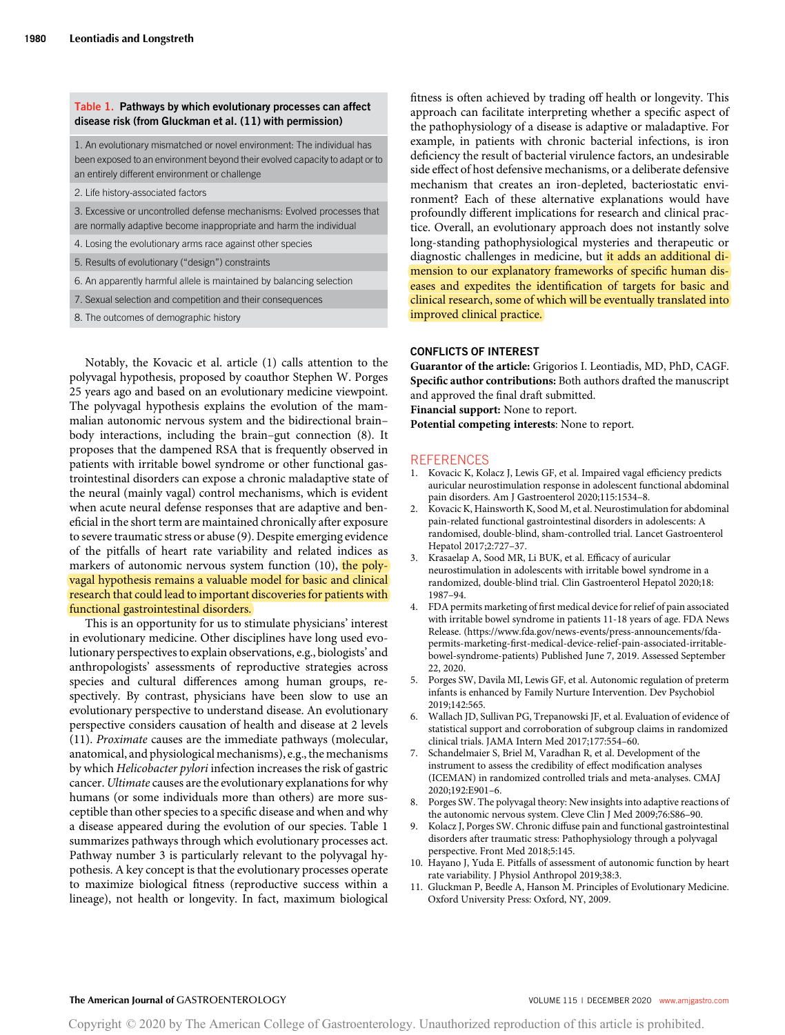**Table 1. Pathways by which evolutionary processes can affect disease risk (from Gluckman et al. (11) with permission)**

| |
|---|
| 1. An evolutionary mismatched or novel environment: The individual has been exposed to an environment beyond their evolved capacity to adapt or to an entirely different environment or challenge |
| 2. Life history-associated factors |
| 3. Excessive or uncontrolled defense mechanisms: Evolved processes that are normally adaptive become inappropriate and harm the individual |
| 4. Losing the evolutionary arms race against other species |
| 5. Results of evolutionary ("design") constraints |
| 6. An apparently harmful allele is maintained by balancing selection |
| 7. Sexual selection and competition and their consequences |
| 8. The outcomes of demographic history |

Notably, the Kovacic et al. article (1) calls attention to the polyvagal hypothesis, proposed by coauthor Stephen W. Porges 25 years ago and based on an evolutionary medicine viewpoint. The polyvagal hypothesis explains the evolution of the mammalian autonomic nervous system and the bidirectional brain–body interactions, including the brain–gut connection (8). It proposes that the dampened RSA that is frequently observed in patients with irritable bowel syndrome or other functional gastrointestinal disorders can expose a chronic maladaptive state of the neural (mainly vagal) control mechanisms, which is evident when acute neural defense responses that are adaptive and beneficial in the short term are maintained chronically after exposure to severe traumatic stress or abuse (9). Despite emerging evidence of the pitfalls of heart rate variability and related indices as markers of autonomic nervous system function (10), the polyvagal hypothesis remains a valuable model for basic and clinical research that could lead to important discoveries for patients with functional gastrointestinal disorders.

This is an opportunity for us to stimulate physicians' interest in evolutionary medicine. Other disciplines have long used evolutionary perspectives to explain observations, e.g., biologists' and anthropologists' assessments of reproductive strategies across species and cultural differences among human groups, respectively. By contrast, physicians have been slow to use an evolutionary perspective to understand disease. An evolutionary perspective considers causation of health and disease at 2 levels (11). *Proximate* causes are the immediate pathways (molecular, anatomical, and physiological mechanisms), e.g., the mechanisms by which *Helicobacter pylori* infection increases the risk of gastric cancer. *Ultimate* causes are the evolutionary explanations for why humans (or some individuals more than others) are more susceptible than other species to a specific disease and when and why a disease appeared during the evolution of our species. Table 1 summarizes pathways through which evolutionary processes act. Pathway number 3 is particularly relevant to the polyvagal hypothesis. A key concept is that the evolutionary processes operate to maximize biological fitness (reproductive success within a lineage), not health or longevity. In fact, maximum biological fitness is often achieved by trading off health or longevity. This approach can facilitate interpreting whether a specific aspect of the pathophysiology of a disease is adaptive or maladaptive. For example, in patients with chronic bacterial infections, is iron deficiency the result of bacterial virulence factors, an undesirable side effect of host defensive mechanisms, or a deliberate defensive mechanism that creates an iron-depleted, bacteriostatic environment? Each of these alternative explanations would have profoundly different implications for research and clinical practice. Overall, an evolutionary approach does not instantly solve long-standing pathophysiological mysteries and therapeutic or diagnostic challenges in medicine, but it adds an additional dimension to our explanatory frameworks of specific human diseases and expedites the identification of targets for basic and clinical research, some of which will be eventually translated into improved clinical practice.

## CONFLICTS OF INTEREST

**Guarantor of the article:** Grigorios I. Leontiadis, MD, PhD, CAGF.
**Specific author contributions:** Both authors drafted the manuscript and approved the final draft submitted.
**Financial support:** None to report.
**Potential competing interests**: None to report.

## REFERENCES

1. Kovacic K, Kolacz J, Lewis GF, et al. Impaired vagal efficiency predicts auricular neurostimulation response in adolescent functional abdominal pain disorders. Am J Gastroenterol 2020;115:1534–8.
2. Kovacic K, Hainsworth K, Sood M, et al. Neurostimulation for abdominal pain-related functional gastrointestinal disorders in adolescents: A randomised, double-blind, sham-controlled trial. Lancet Gastroenterol Hepatol 2017;2:727–37.
3. Krasaelap A, Sood MR, Li BUK, et al. Efficacy of auricular neurostimulation in adolescents with irritable bowel syndrome in a randomized, double-blind trial. Clin Gastroenterol Hepatol 2020;18:1987–94.
4. FDA permits marketing of first medical device for relief of pain associated with irritable bowel syndrome in patients 11-18 years of age. FDA News Release. (https://www.fda.gov/news-events/press-announcements/fda-permits-marketing-first-medical-device-relief-pain-associated-irritable-bowel-syndrome-patients) Published June 7, 2019. Assessed September 22, 2020.
5. Porges SW, Davila MI, Lewis GF, et al. Autonomic regulation of preterm infants is enhanced by Family Nurture Intervention. Dev Psychobiol 2019;142:565.
6. Wallach JD, Sullivan PG, Trepanowski JF, et al. Evaluation of evidence of statistical support and corroboration of subgroup claims in randomized clinical trials. JAMA Intern Med 2017;177:554–60.
7. Schandelmaier S, Briel M, Varadhan R, et al. Development of the instrument to assess the credibility of effect modification analyses (ICEMAN) in randomized controlled trials and meta-analyses. CMAJ 2020;192:E901–6.
8. Porges SW. The polyvagal theory: New insights into adaptive reactions of the autonomic nervous system. Cleve Clin J Med 2009;76:S86–90.
9. Kolacz J, Porges SW. Chronic diffuse pain and functional gastrointestinal disorders after traumatic stress: Pathophysiology through a polyvagal perspective. Front Med 2018;5:145.
10. Hayano J, Yuda E. Pitfalls of assessment of autonomic function by heart rate variability. J Physiol Anthropol 2019;38:3.
11. Gluckman P, Beedle A, Hanson M. Principles of Evolutionary Medicine. Oxford University Press: Oxford, NY, 2009.